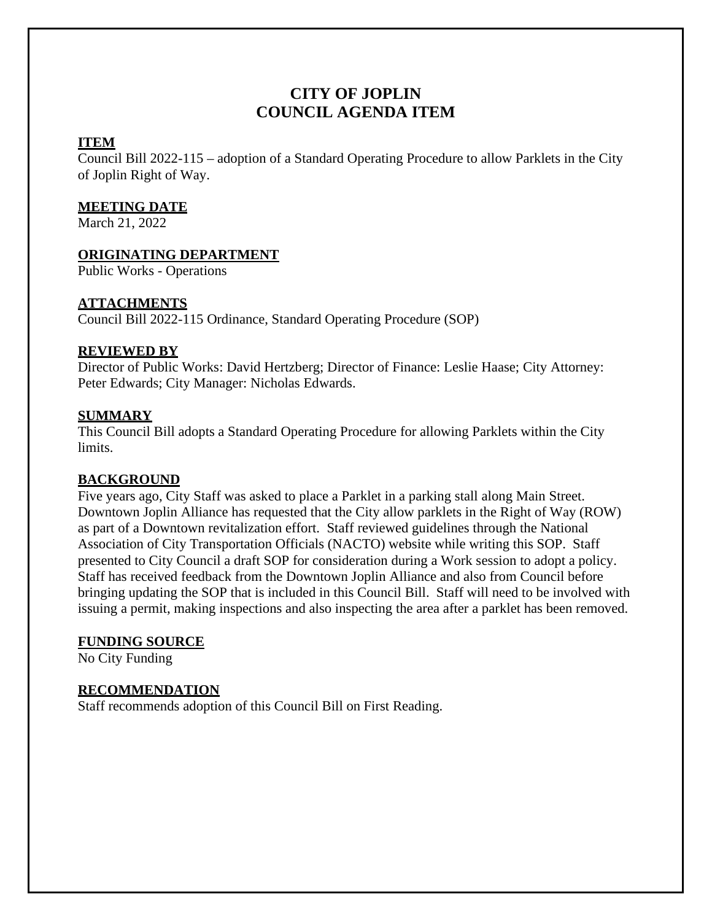# CITY OF JOPLIN
# COUNCIL AGENDA ITEM

**ITEM**

Council Bill 2022-115 – adoption of a Standard Operating Procedure to allow Parklets in the City of Joplin Right of Way.

**MEETING DATE**

March 21, 2022

**ORIGINATING DEPARTMENT**

Public Works - Operations

**ATTACHMENTS**

Council Bill 2022-115 Ordinance, Standard Operating Procedure (SOP)

**REVIEWED BY**

Director of Public Works: David Hertzberg; Director of Finance: Leslie Haase; City Attorney: Peter Edwards; City Manager: Nicholas Edwards.

**SUMMARY**

This Council Bill adopts a Standard Operating Procedure for allowing Parklets within the City limits.

**BACKGROUND**

Five years ago, City Staff was asked to place a Parklet in a parking stall along Main Street. Downtown Joplin Alliance has requested that the City allow parklets in the Right of Way (ROW) as part of a Downtown revitalization effort. Staff reviewed guidelines through the National Association of City Transportation Officials (NACTO) website while writing this SOP. Staff presented to City Council a draft SOP for consideration during a Work session to adopt a policy. Staff has received feedback from the Downtown Joplin Alliance and also from Council before bringing updating the SOP that is included in this Council Bill. Staff will need to be involved with issuing a permit, making inspections and also inspecting the area after a parklet has been removed.

**FUNDING SOURCE**

No City Funding

**RECOMMENDATION**

Staff recommends adoption of this Council Bill on First Reading.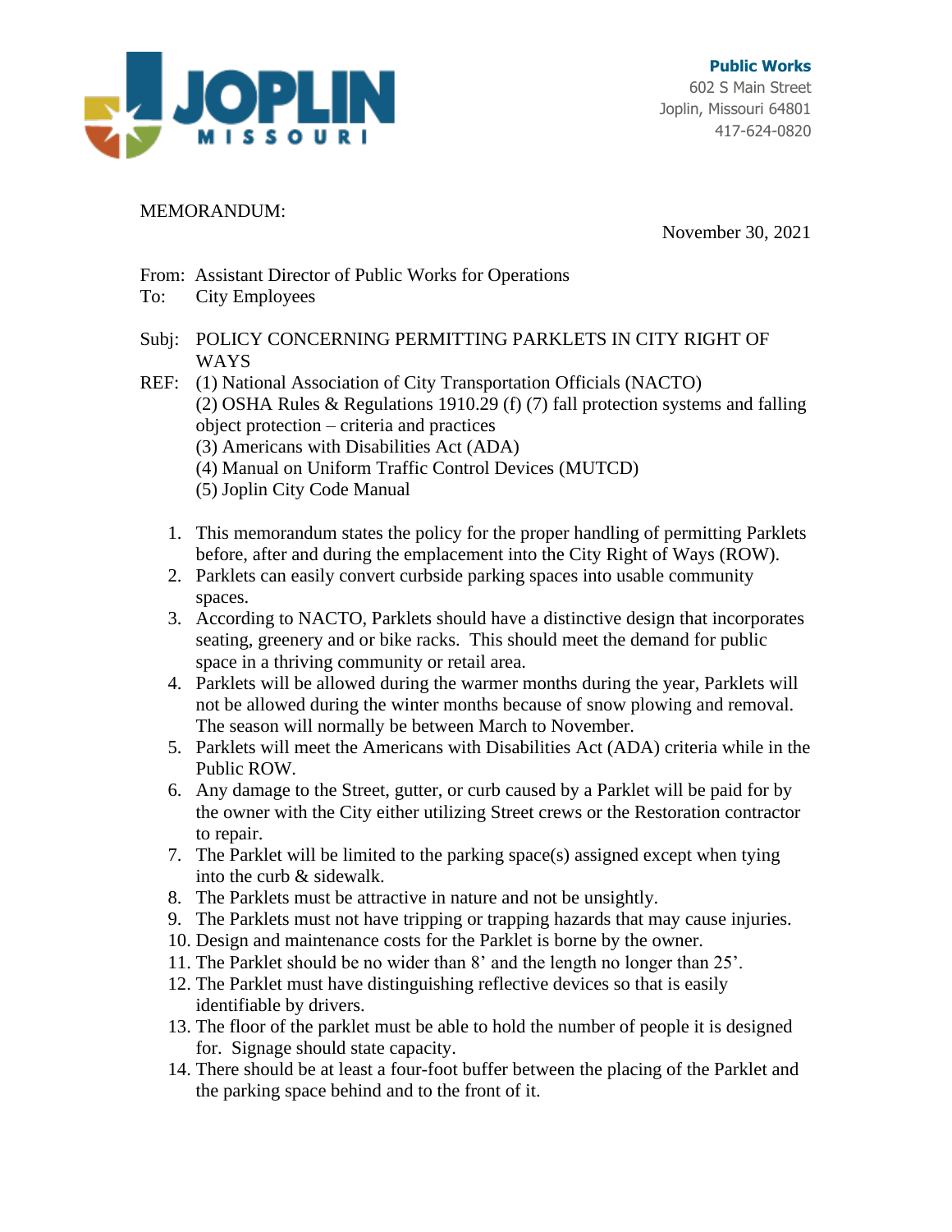**Public Works**
602 S Main Street
Joplin, Missouri 64801
417-624-0820

MEMORANDUM:

November 30, 2021

From: Assistant Director of Public Works for Operations
To: City Employees

Subj: POLICY CONCERNING PERMITTING PARKLETS IN CITY RIGHT OF WAYS

REF: (1) National Association of City Transportation Officials (NACTO)
(2) OSHA Rules & Regulations 1910.29 (f) (7) fall protection systems and falling object protection – criteria and practices
(3) Americans with Disabilities Act (ADA)
(4) Manual on Uniform Traffic Control Devices (MUTCD)
(5) Joplin City Code Manual

1. This memorandum states the policy for the proper handling of permitting Parklets before, after and during the emplacement into the City Right of Ways (ROW).
2. Parklets can easily convert curbside parking spaces into usable community spaces.
3. According to NACTO, Parklets should have a distinctive design that incorporates seating, greenery and or bike racks. This should meet the demand for public space in a thriving community or retail area.
4. Parklets will be allowed during the warmer months during the year, Parklets will not be allowed during the winter months because of snow plowing and removal. The season will normally be between March to November.
5. Parklets will meet the Americans with Disabilities Act (ADA) criteria while in the Public ROW.
6. Any damage to the Street, gutter, or curb caused by a Parklet will be paid for by the owner with the City either utilizing Street crews or the Restoration contractor to repair.
7. The Parklet will be limited to the parking space(s) assigned except when tying into the curb & sidewalk.
8. The Parklets must be attractive in nature and not be unsightly.
9. The Parklets must not have tripping or trapping hazards that may cause injuries.
10. Design and maintenance costs for the Parklet is borne by the owner.
11. The Parklet should be no wider than 8' and the length no longer than 25'.
12. The Parklet must have distinguishing reflective devices so that is easily identifiable by drivers.
13. The floor of the parklet must be able to hold the number of people it is designed for. Signage should state capacity.
14. There should be at least a four-foot buffer between the placing of the Parklet and the parking space behind and to the front of it.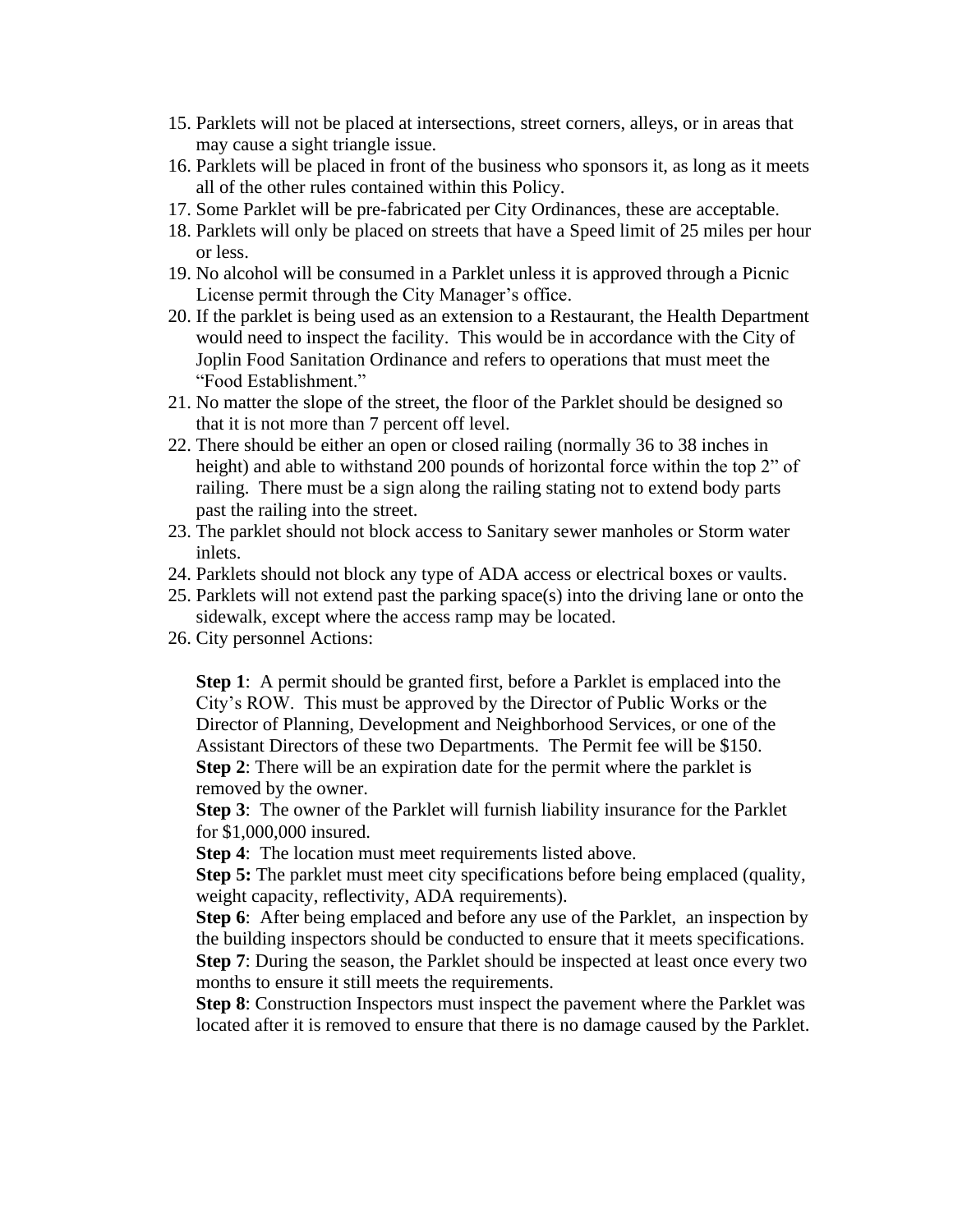15. Parklets will not be placed at intersections, street corners, alleys, or in areas that may cause a sight triangle issue.
16. Parklets will be placed in front of the business who sponsors it, as long as it meets all of the other rules contained within this Policy.
17. Some Parklet will be pre-fabricated per City Ordinances, these are acceptable.
18. Parklets will only be placed on streets that have a Speed limit of 25 miles per hour or less.
19. No alcohol will be consumed in a Parklet unless it is approved through a Picnic License permit through the City Manager's office.
20. If the parklet is being used as an extension to a Restaurant, the Health Department would need to inspect the facility. This would be in accordance with the City of Joplin Food Sanitation Ordinance and refers to operations that must meet the "Food Establishment."
21. No matter the slope of the street, the floor of the Parklet should be designed so that it is not more than 7 percent off level.
22. There should be either an open or closed railing (normally 36 to 38 inches in height) and able to withstand 200 pounds of horizontal force within the top 2" of railing. There must be a sign along the railing stating not to extend body parts past the railing into the street.
23. The parklet should not block access to Sanitary sewer manholes or Storm water inlets.
24. Parklets should not block any type of ADA access or electrical boxes or vaults.
25. Parklets will not extend past the parking space(s) into the driving lane or onto the sidewalk, except where the access ramp may be located.
26. City personnel Actions:

    **Step 1**: A permit should be granted first, before a Parklet is emplaced into the City's ROW. This must be approved by the Director of Public Works or the Director of Planning, Development and Neighborhood Services, or one of the Assistant Directors of these two Departments. The Permit fee will be $150.
    **Step 2**: There will be an expiration date for the permit where the parklet is removed by the owner.
    **Step 3**: The owner of the Parklet will furnish liability insurance for the Parklet for $1,000,000 insured.
    **Step 4**: The location must meet requirements listed above.
    **Step 5:** The parklet must meet city specifications before being emplaced (quality, weight capacity, reflectivity, ADA requirements).
    **Step 6**: After being emplaced and before any use of the Parklet, an inspection by the building inspectors should be conducted to ensure that it meets specifications.
    **Step 7**: During the season, the Parklet should be inspected at least once every two months to ensure it still meets the requirements.
    **Step 8**: Construction Inspectors must inspect the pavement where the Parklet was located after it is removed to ensure that there is no damage caused by the Parklet.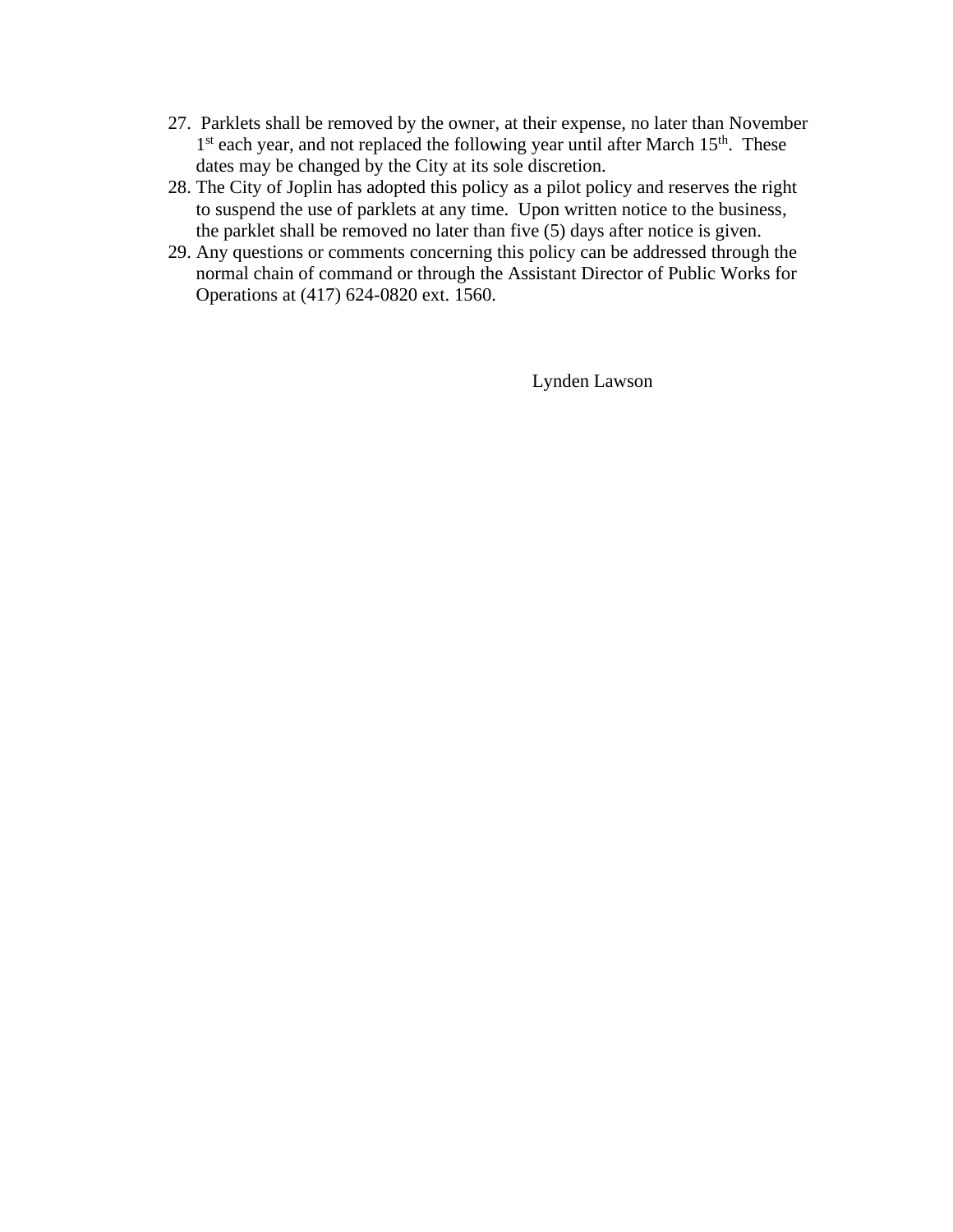27. Parklets shall be removed by the owner, at their expense, no later than November 1st each year, and not replaced the following year until after March 15th. These dates may be changed by the City at its sole discretion.
28. The City of Joplin has adopted this policy as a pilot policy and reserves the right to suspend the use of parklets at any time. Upon written notice to the business, the parklet shall be removed no later than five (5) days after notice is given.
29. Any questions or comments concerning this policy can be addressed through the normal chain of command or through the Assistant Director of Public Works for Operations at (417) 624-0820 ext. 1560.

Lynden Lawson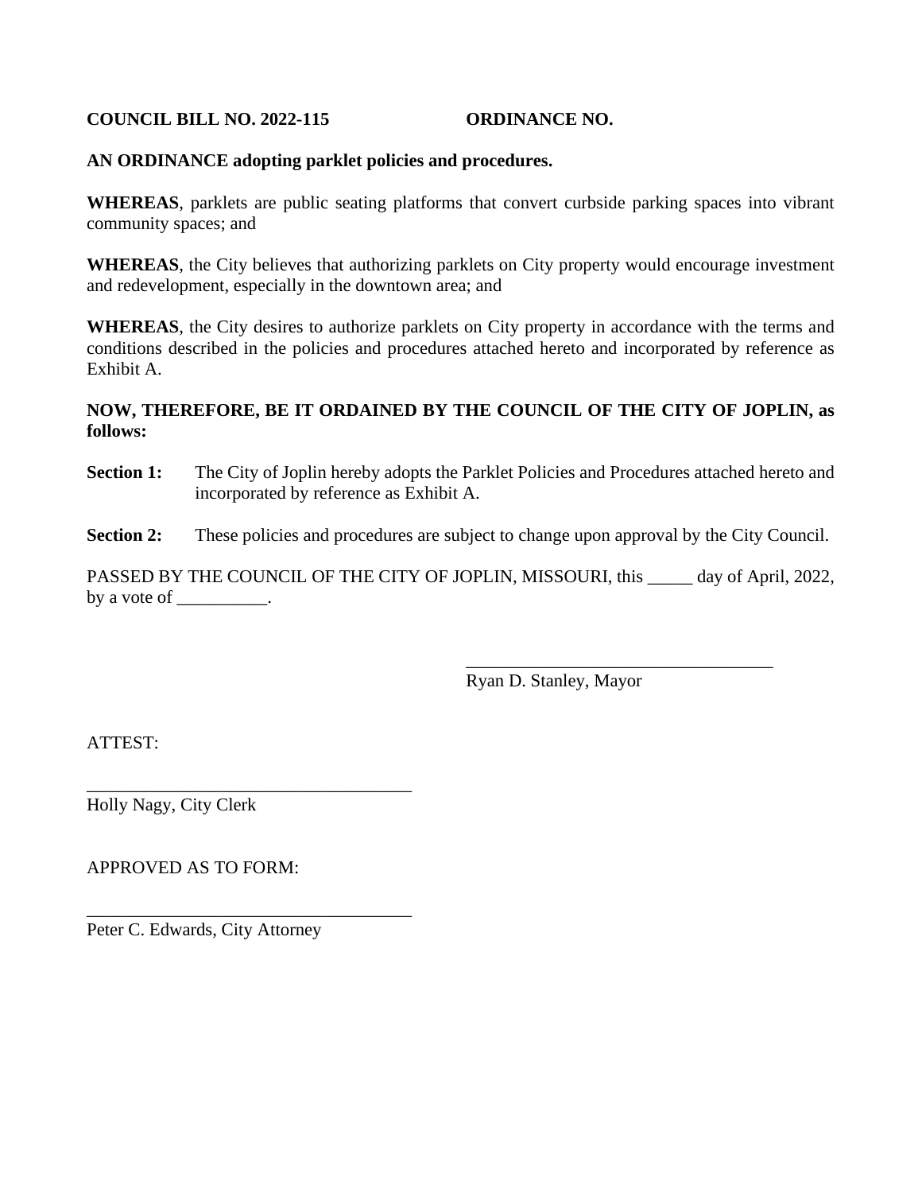**COUNCIL BILL NO. 2022-115 ORDINANCE NO.**

**AN ORDINANCE adopting parklet policies and procedures.**

**WHEREAS**, parklets are public seating platforms that convert curbside parking spaces into vibrant community spaces; and

**WHEREAS**, the City believes that authorizing parklets on City property would encourage investment and redevelopment, especially in the downtown area; and

**WHEREAS**, the City desires to authorize parklets on City property in accordance with the terms and conditions described in the policies and procedures attached hereto and incorporated by reference as Exhibit A.

**NOW, THEREFORE, BE IT ORDAINED BY THE COUNCIL OF THE CITY OF JOPLIN, as follows:**

**Section 1:** The City of Joplin hereby adopts the Parklet Policies and Procedures attached hereto and incorporated by reference as Exhibit A.

**Section 2:** These policies and procedures are subject to change upon approval by the City Council.

PASSED BY THE COUNCIL OF THE CITY OF JOPLIN, MISSOURI, this _____ day of April, 2022, by a vote of __________.

___________________________________
Ryan D. Stanley, Mayor

ATTEST:

_____________________________________
Holly Nagy, City Clerk

APPROVED AS TO FORM:

_____________________________________
Peter C. Edwards, City Attorney